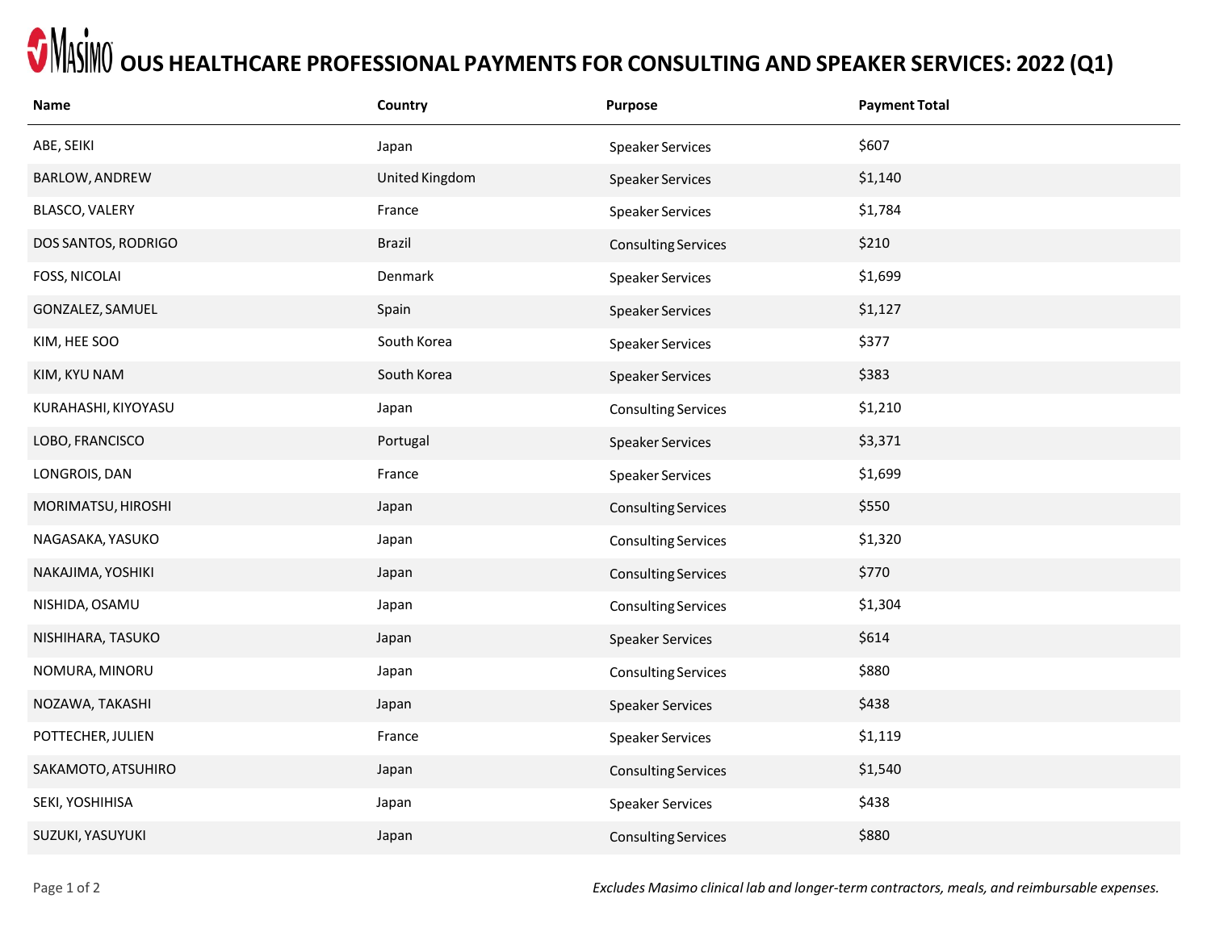# Masimo OUS HEALTHCARE PROFESSIONAL PAYMENTS FOR CONSULTING AND SPEAKER SERVICES: 2022 (Q1)

| Name | Country | Purpose | Payment Total |
|---|---|---|---|
| ABE, SEIKI | Japan | Speaker Services | $607 |
| BARLOW, ANDREW | United Kingdom | Speaker Services | $1,140 |
| BLASCO, VALERY | France | Speaker Services | $1,784 |
| DOS SANTOS, RODRIGO | Brazil | Consulting Services | $210 |
| FOSS, NICOLAI | Denmark | Speaker Services | $1,699 |
| GONZALEZ, SAMUEL | Spain | Speaker Services | $1,127 |
| KIM, HEE SOO | South Korea | Speaker Services | $377 |
| KIM, KYU NAM | South Korea | Speaker Services | $383 |
| KURAHASHI, KIYOYASU | Japan | Consulting Services | $1,210 |
| LOBO, FRANCISCO | Portugal | Speaker Services | $3,371 |
| LONGROIS, DAN | France | Speaker Services | $1,699 |
| MORIMATSU, HIROSHI | Japan | Consulting Services | $550 |
| NAGASAKA, YASUKO | Japan | Consulting Services | $1,320 |
| NAKAJIMA, YOSHIKI | Japan | Consulting Services | $770 |
| NISHIDA, OSAMU | Japan | Consulting Services | $1,304 |
| NISHIHARA, TASUKO | Japan | Speaker Services | $614 |
| NOMURA, MINORU | Japan | Consulting Services | $880 |
| NOZAWA, TAKASHI | Japan | Speaker Services | $438 |
| POTTECHER, JULIEN | France | Speaker Services | $1,119 |
| SAKAMOTO, ATSUHIRO | Japan | Consulting Services | $1,540 |
| SEKI, YOSHIHISA | Japan | Speaker Services | $438 |
| SUZUKI, YASUYUKI | Japan | Consulting Services | $880 |

*Excludes Masimo clinical lab and longer-term contractors, meals, and reimbursable expenses.*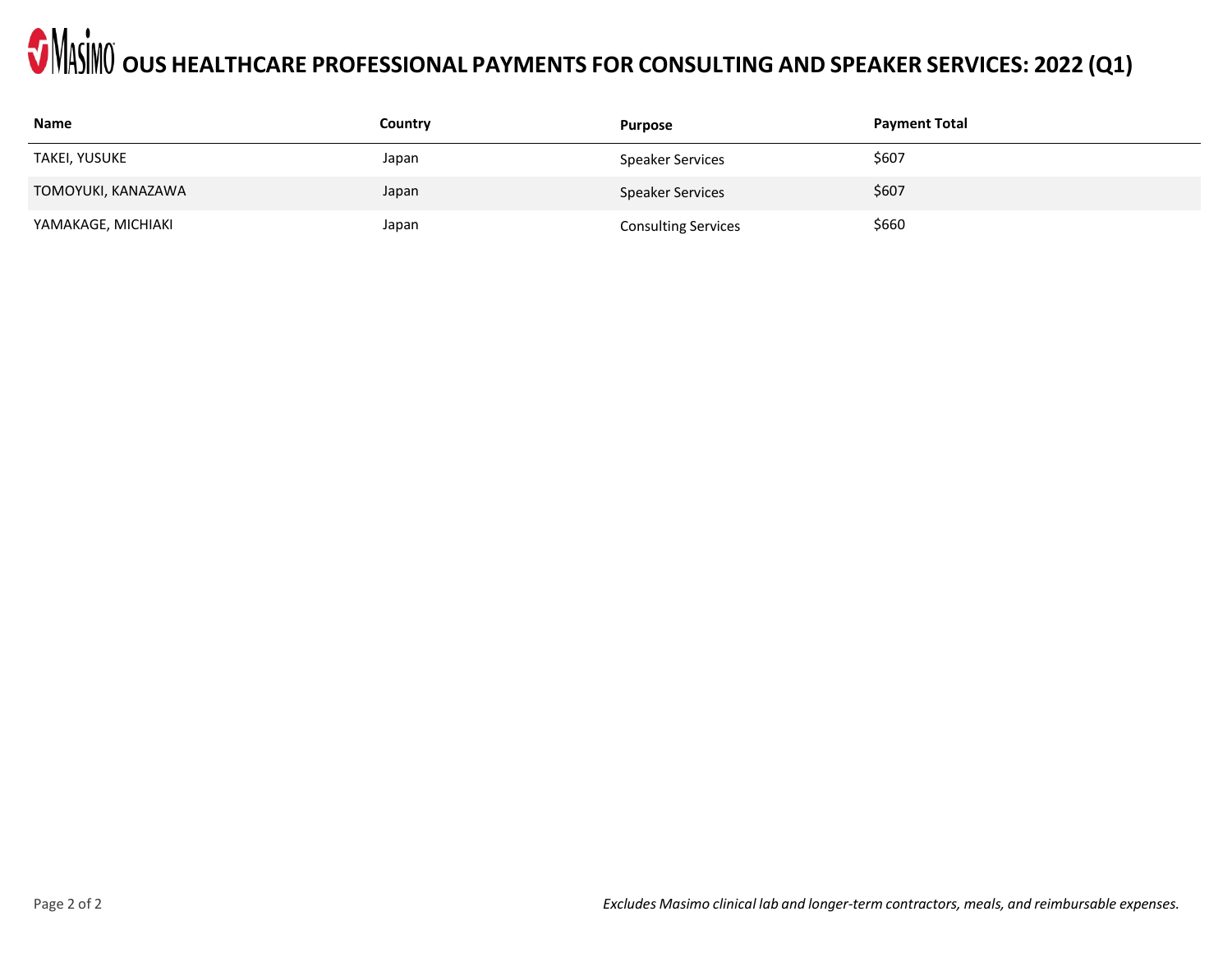# MASIMO OUS HEALTHCARE PROFESSIONAL PAYMENTS FOR CONSULTING AND SPEAKER SERVICES: 2022 (Q1)

| Name | Country | Purpose | Payment Total |
|---|---|---|---|
| TAKEI, YUSUKE | Japan | Speaker Services | $607 |
| TOMOYUKI, KANAZAWA | Japan | Speaker Services | $607 |
| YAMAKAGE, MICHIAKI | Japan | Consulting Services | $660 |

*Excludes Masimo clinical lab and longer-term contractors, meals, and reimbursable expenses.*